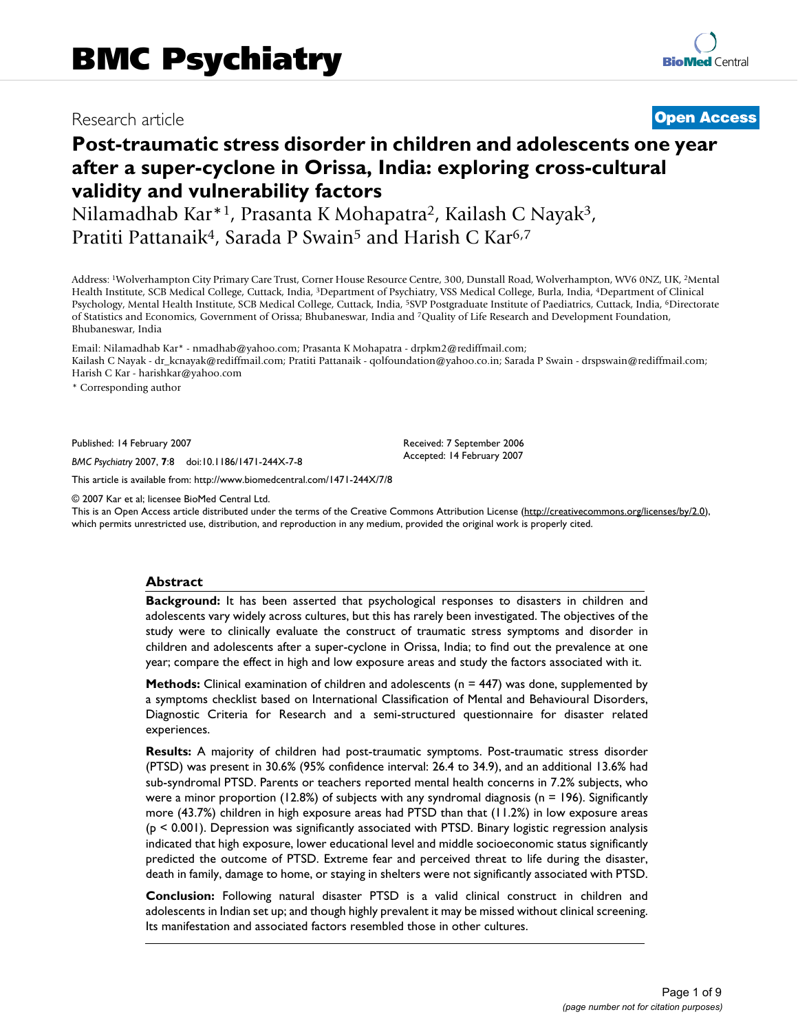# BMC Psychiatry

Research article

**Open Access**

# Post-traumatic stress disorder in children and adolescents one year after a super-cyclone in Orissa, India: exploring cross-cultural validity and vulnerability factors

Nilamadhab Kar*[1], Prasanta K Mohapatra[2], Kailash C Nayak[3], Pratiti Pattanaik[4], Sarada P Swain[5] and Harish C Kar[6,7]

Address: [1]Wolverhampton City Primary Care Trust, Corner House Resource Centre, 300, Dunstall Road, Wolverhampton, WV6 0NZ, UK, [2]Mental Health Institute, SCB Medical College, Cuttack, India, [3]Department of Psychiatry, VSS Medical College, Burla, India, [4]Department of Clinical Psychology, Mental Health Institute, SCB Medical College, Cuttack, India, [5]SVP Postgraduate Institute of Paediatrics, Cuttack, India, [6]Directorate of Statistics and Economics, Government of Orissa; Bhubaneswar, India and [7]Quality of Life Research and Development Foundation, Bhubaneswar, India

Email: Nilamadhab Kar* - nmadhab@yahoo.com; Prasanta K Mohapatra - drpkm2@rediffmail.com; Kailash C Nayak - dr_kcnayak@rediffmail.com; Pratiti Pattanaik - qolfoundation@yahoo.co.in; Sarada P Swain - drspswain@rediffmail.com; Harish C Kar - harishkar@yahoo.com

* Corresponding author

Published: 14 February 2007

*BMC Psychiatry* 2007, **7**:8 doi:10.1186/1471-244X-7-8

Received: 7 September 2006
Accepted: 14 February 2007

This article is available from: http://www.biomedcentral.com/1471-244X/7/8

© 2007 Kar et al; licensee BioMed Central Ltd.
This is an Open Access article distributed under the terms of the Creative Commons Attribution License (http://creativecommons.org/licenses/by/2.0), which permits unrestricted use, distribution, and reproduction in any medium, provided the original work is properly cited.

## Abstract

**Background:** It has been asserted that psychological responses to disasters in children and adolescents vary widely across cultures, but this has rarely been investigated. The objectives of the study were to clinically evaluate the construct of traumatic stress symptoms and disorder in children and adolescents after a super-cyclone in Orissa, India; to find out the prevalence at one year; compare the effect in high and low exposure areas and study the factors associated with it.

**Methods:** Clinical examination of children and adolescents (n = 447) was done, supplemented by a symptoms checklist based on International Classification of Mental and Behavioural Disorders, Diagnostic Criteria for Research and a semi-structured questionnaire for disaster related experiences.

**Results:** A majority of children had post-traumatic symptoms. Post-traumatic stress disorder (PTSD) was present in 30.6% (95% confidence interval: 26.4 to 34.9), and an additional 13.6% had sub-syndromal PTSD. Parents or teachers reported mental health concerns in 7.2% subjects, who were a minor proportion (12.8%) of subjects with any syndromal diagnosis (n = 196). Significantly more (43.7%) children in high exposure areas had PTSD than that (11.2%) in low exposure areas ($p < 0.001$). Depression was significantly associated with PTSD. Binary logistic regression analysis indicated that high exposure, lower educational level and middle socioeconomic status significantly predicted the outcome of PTSD. Extreme fear and perceived threat to life during the disaster, death in family, damage to home, or staying in shelters were not significantly associated with PTSD.

**Conclusion:** Following natural disaster PTSD is a valid clinical construct in children and adolescents in Indian set up; and though highly prevalent it may be missed without clinical screening. Its manifestation and associated factors resembled those in other cultures.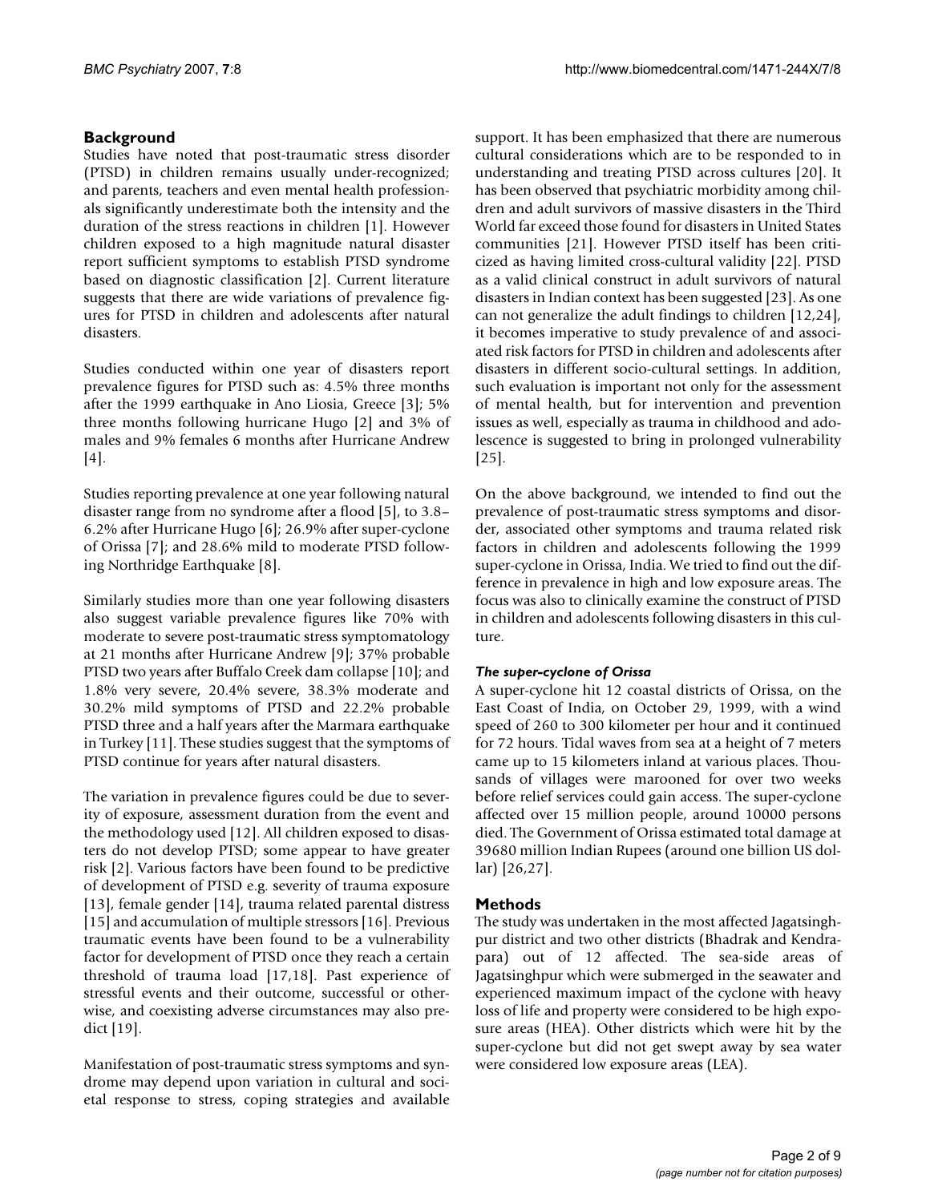## Background

Studies have noted that post-traumatic stress disorder (PTSD) in children remains usually under-recognized; and parents, teachers and even mental health professionals significantly underestimate both the intensity and the duration of the stress reactions in children [1]. However children exposed to a high magnitude natural disaster report sufficient symptoms to establish PTSD syndrome based on diagnostic classification [2]. Current literature suggests that there are wide variations of prevalence figures for PTSD in children and adolescents after natural disasters.

Studies conducted within one year of disasters report prevalence figures for PTSD such as: 4.5% three months after the 1999 earthquake in Ano Liosia, Greece [3]; 5% three months following hurricane Hugo [2] and 3% of males and 9% females 6 months after Hurricane Andrew [4].

Studies reporting prevalence at one year following natural disaster range from no syndrome after a flood [5], to 3.8–6.2% after Hurricane Hugo [6]; 26.9% after super-cyclone of Orissa [7]; and 28.6% mild to moderate PTSD following Northridge Earthquake [8].

Similarly studies more than one year following disasters also suggest variable prevalence figures like 70% with moderate to severe post-traumatic stress symptomatology at 21 months after Hurricane Andrew [9]; 37% probable PTSD two years after Buffalo Creek dam collapse [10]; and 1.8% very severe, 20.4% severe, 38.3% moderate and 30.2% mild symptoms of PTSD and 22.2% probable PTSD three and a half years after the Marmara earthquake in Turkey [11]. These studies suggest that the symptoms of PTSD continue for years after natural disasters.

The variation in prevalence figures could be due to severity of exposure, assessment duration from the event and the methodology used [12]. All children exposed to disasters do not develop PTSD; some appear to have greater risk [2]. Various factors have been found to be predictive of development of PTSD e.g. severity of trauma exposure [13], female gender [14], trauma related parental distress [15] and accumulation of multiple stressors [16]. Previous traumatic events have been found to be a vulnerability factor for development of PTSD once they reach a certain threshold of trauma load [17,18]. Past experience of stressful events and their outcome, successful or otherwise, and coexisting adverse circumstances may also predict [19].

Manifestation of post-traumatic stress symptoms and syndrome may depend upon variation in cultural and societal response to stress, coping strategies and available support. It has been emphasized that there are numerous cultural considerations which are to be responded to in understanding and treating PTSD across cultures [20]. It has been observed that psychiatric morbidity among children and adult survivors of massive disasters in the Third World far exceed those found for disasters in United States communities [21]. However PTSD itself has been criticized as having limited cross-cultural validity [22]. PTSD as a valid clinical construct in adult survivors of natural disasters in Indian context has been suggested [23]. As one can not generalize the adult findings to children [12,24], it becomes imperative to study prevalence of and associated risk factors for PTSD in children and adolescents after disasters in different socio-cultural settings. In addition, such evaluation is important not only for the assessment of mental health, but for intervention and prevention issues as well, especially as trauma in childhood and adolescence is suggested to bring in prolonged vulnerability [25].

On the above background, we intended to find out the prevalence of post-traumatic stress symptoms and disorder, associated other symptoms and trauma related risk factors in children and adolescents following the 1999 super-cyclone in Orissa, India. We tried to find out the difference in prevalence in high and low exposure areas. The focus was also to clinically examine the construct of PTSD in children and adolescents following disasters in this culture.

### *The super-cyclone of Orissa*

A super-cyclone hit 12 coastal districts of Orissa, on the East Coast of India, on October 29, 1999, with a wind speed of 260 to 300 kilometer per hour and it continued for 72 hours. Tidal waves from sea at a height of 7 meters came up to 15 kilometers inland at various places. Thousands of villages were marooned for over two weeks before relief services could gain access. The super-cyclone affected over 15 million people, around 10000 persons died. The Government of Orissa estimated total damage at 39680 million Indian Rupees (around one billion US dollar) [26,27].

## Methods

The study was undertaken in the most affected Jagatsinghpur district and two other districts (Bhadrak and Kendrapara) out of 12 affected. The sea-side areas of Jagatsinghpur which were submerged in the seawater and experienced maximum impact of the cyclone with heavy loss of life and property were considered to be high exposure areas (HEA). Other districts which were hit by the super-cyclone but did not get swept away by sea water were considered low exposure areas (LEA).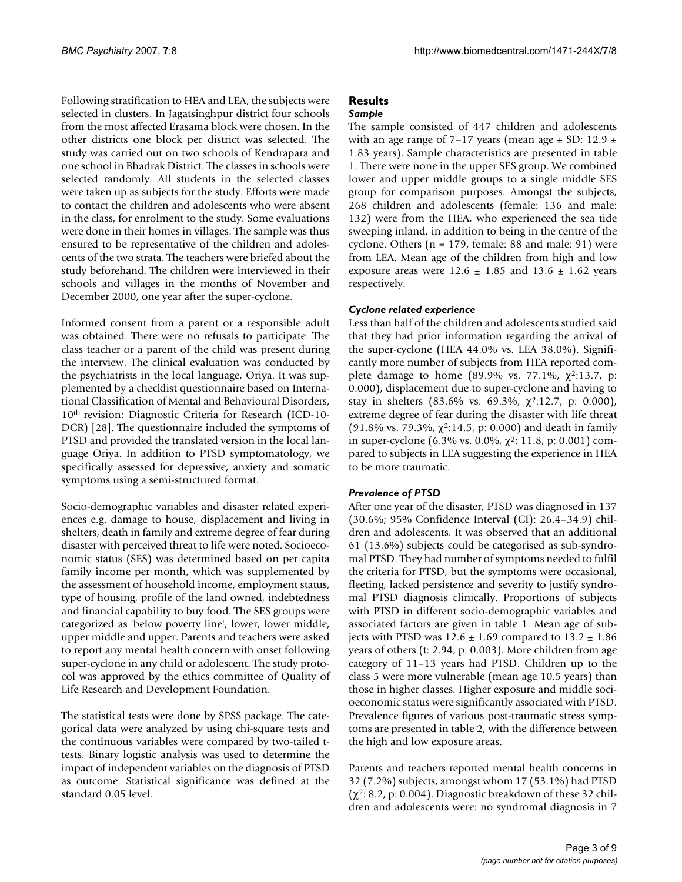Following stratification to HEA and LEA, the subjects were selected in clusters. In Jagatsinghpur district four schools from the most affected Erasama block were chosen. In the other districts one block per district was selected. The study was carried out on two schools of Kendrapara and one school in Bhadrak District. The classes in schools were selected randomly. All students in the selected classes were taken up as subjects for the study. Efforts were made to contact the children and adolescents who were absent in the class, for enrolment to the study. Some evaluations were done in their homes in villages. The sample was thus ensured to be representative of the children and adolescents of the two strata. The teachers were briefed about the study beforehand. The children were interviewed in their schools and villages in the months of November and December 2000, one year after the super-cyclone.

Informed consent from a parent or a responsible adult was obtained. There were no refusals to participate. The class teacher or a parent of the child was present during the interview. The clinical evaluation was conducted by the psychiatrists in the local language, Oriya. It was supplemented by a checklist questionnaire based on International Classification of Mental and Behavioural Disorders, 10th revision: Diagnostic Criteria for Research (ICD-10-DCR) [28]. The questionnaire included the symptoms of PTSD and provided the translated version in the local language Oriya. In addition to PTSD symptomatology, we specifically assessed for depressive, anxiety and somatic symptoms using a semi-structured format.

Socio-demographic variables and disaster related experiences e.g. damage to house, displacement and living in shelters, death in family and extreme degree of fear during disaster with perceived threat to life were noted. Socioeconomic status (SES) was determined based on per capita family income per month, which was supplemented by the assessment of household income, employment status, type of housing, profile of the land owned, indebtedness and financial capability to buy food. The SES groups were categorized as 'below poverty line', lower, lower middle, upper middle and upper. Parents and teachers were asked to report any mental health concern with onset following super-cyclone in any child or adolescent. The study protocol was approved by the ethics committee of Quality of Life Research and Development Foundation.

The statistical tests were done by SPSS package. The categorical data were analyzed by using chi-square tests and the continuous variables were compared by two-tailed t-tests. Binary logistic analysis was used to determine the impact of independent variables on the diagnosis of PTSD as outcome. Statistical significance was defined at the standard 0.05 level.

## Results

### *Sample*

The sample consisted of 447 children and adolescents with an age range of 7–17 years (mean age ± SD: 12.9 ± 1.83 years). Sample characteristics are presented in table 1. There were none in the upper SES group. We combined lower and upper middle groups to a single middle SES group for comparison purposes. Amongst the subjects, 268 children and adolescents (female: 136 and male: 132) were from the HEA, who experienced the sea tide sweeping inland, in addition to being in the centre of the cyclone. Others (n = 179, female: 88 and male: 91) were from LEA. Mean age of the children from high and low exposure areas were 12.6 ± 1.85 and 13.6 ± 1.62 years respectively.

### *Cyclone related experience*

Less than half of the children and adolescents studied said that they had prior information regarding the arrival of the super-cyclone (HEA 44.0% vs. LEA 38.0%). Significantly more number of subjects from HEA reported complete damage to home (89.9% vs. 77.1%, $\chi^2$:13.7, p: 0.000), displacement due to super-cyclone and having to stay in shelters (83.6% vs. 69.3%, $\chi^2$:12.7, p: 0.000), extreme degree of fear during the disaster with life threat (91.8% vs. 79.3%, $\chi^2$:14.5, p: 0.000) and death in family in super-cyclone (6.3% vs. 0.0%, $\chi^2$: 11.8, p: 0.001) compared to subjects in LEA suggesting the experience in HEA to be more traumatic.

### *Prevalence of PTSD*

After one year of the disaster, PTSD was diagnosed in 137 (30.6%; 95% Confidence Interval (CI): 26.4–34.9) children and adolescents. It was observed that an additional 61 (13.6%) subjects could be categorised as sub-syndromal PTSD. They had number of symptoms needed to fulfil the criteria for PTSD, but the symptoms were occasional, fleeting, lacked persistence and severity to justify syndromal PTSD diagnosis clinically. Proportions of subjects with PTSD in different socio-demographic variables and associated factors are given in table 1. Mean age of subjects with PTSD was 12.6 ± 1.69 compared to 13.2 ± 1.86 years of others (t: 2.94, p: 0.003). More children from age category of 11–13 years had PTSD. Children up to the class 5 were more vulnerable (mean age 10.5 years) than those in higher classes. Higher exposure and middle socioeconomic status were significantly associated with PTSD. Prevalence figures of various post-traumatic stress symptoms are presented in table 2, with the difference between the high and low exposure areas.

Parents and teachers reported mental health concerns in 32 (7.2%) subjects, amongst whom 17 (53.1%) had PTSD ($\chi^2$: 8.2, p: 0.004). Diagnostic breakdown of these 32 children and adolescents were: no syndromal diagnosis in 7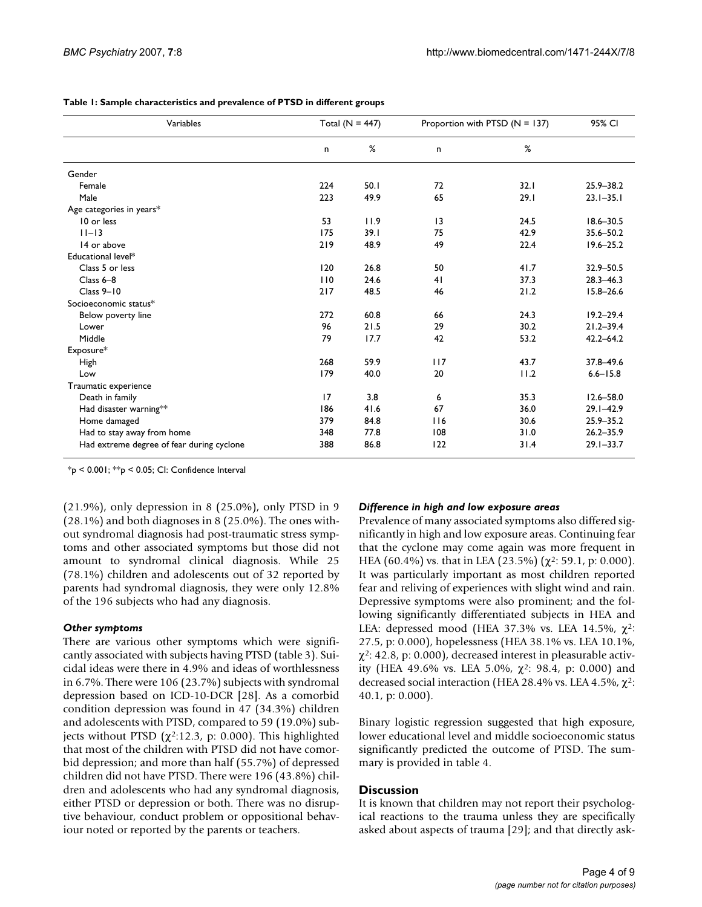**Table 1: Sample characteristics and prevalence of PTSD in different groups**

| Variables | Total (N = 447) | | Proportion with PTSD (N = 137) | | 95% CI |
|---|---|---|---|---|---|
| | n | % | n | % | |
| Gender | | | | | |
| Female | 224 | 50.1 | 72 | 32.1 | 25.9–38.2 |
| Male | 223 | 49.9 | 65 | 29.1 | 23.1–35.1 |
| Age categories in years* | | | | | |
| 10 or less | 53 | 11.9 | 13 | 24.5 | 18.6–30.5 |
| 11–13 | 175 | 39.1 | 75 | 42.9 | 35.6–50.2 |
| 14 or above | 219 | 48.9 | 49 | 22.4 | 19.6–25.2 |
| Educational level* | | | | | |
| Class 5 or less | 120 | 26.8 | 50 | 41.7 | 32.9–50.5 |
| Class 6–8 | 110 | 24.6 | 41 | 37.3 | 28.3–46.3 |
| Class 9–10 | 217 | 48.5 | 46 | 21.2 | 15.8–26.6 |
| Socioeconomic status* | | | | | |
| Below poverty line | 272 | 60.8 | 66 | 24.3 | 19.2–29.4 |
| Lower | 96 | 21.5 | 29 | 30.2 | 21.2–39.4 |
| Middle | 79 | 17.7 | 42 | 53.2 | 42.2–64.2 |
| Exposure* | | | | | |
| High | 268 | 59.9 | 117 | 43.7 | 37.8–49.6 |
| Low | 179 | 40.0 | 20 | 11.2 | 6.6–15.8 |
| Traumatic experience | | | | | |
| Death in family | 17 | 3.8 | 6 | 35.3 | 12.6–58.0 |
| Had disaster warning** | 186 | 41.6 | 67 | 36.0 | 29.1–42.9 |
| Home damaged | 379 | 84.8 | 116 | 30.6 | 25.9–35.2 |
| Had to stay away from home | 348 | 77.8 | 108 | 31.0 | 26.2–35.9 |
| Had extreme degree of fear during cyclone | 388 | 86.8 | 122 | 31.4 | 29.1–33.7 |

*p < 0.001; **p < 0.05; CI: Confidence Interval

(21.9%), only depression in 8 (25.0%), only PTSD in 9 (28.1%) and both diagnoses in 8 (25.0%). The ones without syndromal diagnosis had post-traumatic stress symptoms and other associated symptoms but those did not amount to syndromal clinical diagnosis. While 25 (78.1%) children and adolescents out of 32 reported by parents had syndromal diagnosis, they were only 12.8% of the 196 subjects who had any diagnosis.

### *Other symptoms*

There are various other symptoms which were significantly associated with subjects having PTSD (table 3). Suicidal ideas were there in 4.9% and ideas of worthlessness in 6.7%. There were 106 (23.7%) subjects with syndromal depression based on ICD-10-DCR [28]. As a comorbid condition depression was found in 47 (34.3%) children and adolescents with PTSD, compared to 59 (19.0%) subjects without PTSD ($\chi^2$:12.3, p: 0.000). This highlighted that most of the children with PTSD did not have comorbid depression; and more than half (55.7%) of depressed children did not have PTSD. There were 196 (43.8%) children and adolescents who had any syndromal diagnosis, either PTSD or depression or both. There was no disruptive behaviour, conduct problem or oppositional behaviour noted or reported by the parents or teachers.

### *Difference in high and low exposure areas*

Prevalence of many associated symptoms also differed significantly in high and low exposure areas. Continuing fear that the cyclone may come again was more frequent in HEA (60.4%) vs. that in LEA (23.5%) ($\chi^2$: 59.1, p: 0.000). It was particularly important as most children reported fear and reliving of experiences with slight wind and rain. Depressive symptoms were also prominent; and the following significantly differentiated subjects in HEA and LEA: depressed mood (HEA 37.3% vs. LEA 14.5%, $\chi^2$: 27.5, p: 0.000), hopelessness (HEA 38.1% vs. LEA 10.1%, $\chi^2$: 42.8, p: 0.000), decreased interest in pleasurable activity (HEA 49.6% vs. LEA 5.0%, $\chi^2$: 98.4, p: 0.000) and decreased social interaction (HEA 28.4% vs. LEA 4.5%, $\chi^2$: 40.1, p: 0.000).

Binary logistic regression suggested that high exposure, lower educational level and middle socioeconomic status significantly predicted the outcome of PTSD. The summary is provided in table 4.

## Discussion

It is known that children may not report their psychological reactions to the trauma unless they are specifically asked about aspects of trauma [29]; and that directly ask-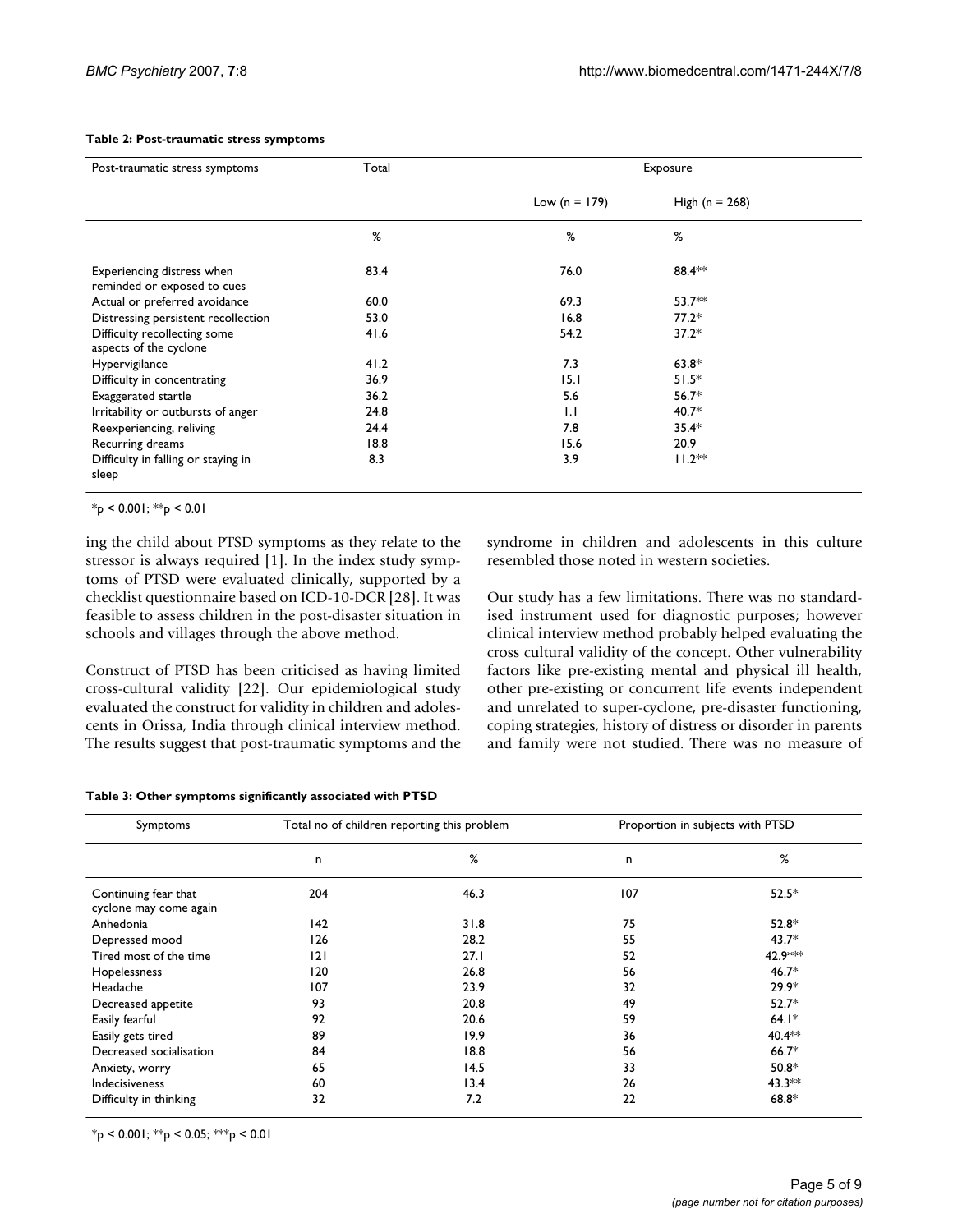**Table 2: Post-traumatic stress symptoms**

| Post-traumatic stress symptoms | Total | Exposure | |
|---|---|---|---|
| | | Low (n = 179) | High (n = 268) |
| | % | % | % |
| Experiencing distress when reminded or exposed to cues | 83.4 | 76.0 | 88.4** |
| Actual or preferred avoidance | 60.0 | 69.3 | 53.7** |
| Distressing persistent recollection | 53.0 | 16.8 | 77.2* |
| Difficulty recollecting some aspects of the cyclone | 41.6 | 54.2 | 37.2* |
| Hypervigilance | 41.2 | 7.3 | 63.8* |
| Difficulty in concentrating | 36.9 | 15.1 | 51.5* |
| Exaggerated startle | 36.2 | 5.6 | 56.7* |
| Irritability or outbursts of anger | 24.8 | 1.1 | 40.7* |
| Reexperiencing, reliving | 24.4 | 7.8 | 35.4* |
| Recurring dreams | 18.8 | 15.6 | 20.9 |
| Difficulty in falling or staying in sleep | 8.3 | 3.9 | 11.2** |

*$p < 0.001$; **$p < 0.01$

ing the child about PTSD symptoms as they relate to the stressor is always required [1]. In the index study symptoms of PTSD were evaluated clinically, supported by a checklist questionnaire based on ICD-10-DCR [28]. It was feasible to assess children in the post-disaster situation in schools and villages through the above method.

Construct of PTSD has been criticised as having limited cross-cultural validity [22]. Our epidemiological study evaluated the construct for validity in children and adolescents in Orissa, India through clinical interview method. The results suggest that post-traumatic symptoms and the syndrome in children and adolescents in this culture resembled those noted in western societies.

Our study has a few limitations. There was no standardised instrument used for diagnostic purposes; however clinical interview method probably helped evaluating the cross cultural validity of the concept. Other vulnerability factors like pre-existing mental and physical ill health, other pre-existing or concurrent life events independent and unrelated to super-cyclone, pre-disaster functioning, coping strategies, history of distress or disorder in parents and family were not studied. There was no measure of

**Table 3: Other symptoms significantly associated with PTSD**

| Symptoms | Total no of children reporting this problem | | Proportion in subjects with PTSD | |
|---|---|---|---|---|
| | n | % | n | % |
| Continuing fear that cyclone may come again | 204 | 46.3 | 107 | 52.5* |
| Anhedonia | 142 | 31.8 | 75 | 52.8* |
| Depressed mood | 126 | 28.2 | 55 | 43.7* |
| Tired most of the time | 121 | 27.1 | 52 | 42.9*** |
| Hopelessness | 120 | 26.8 | 56 | 46.7* |
| Headache | 107 | 23.9 | 32 | 29.9* |
| Decreased appetite | 93 | 20.8 | 49 | 52.7* |
| Easily fearful | 92 | 20.6 | 59 | 64.1* |
| Easily gets tired | 89 | 19.9 | 36 | 40.4** |
| Decreased socialisation | 84 | 18.8 | 56 | 66.7* |
| Anxiety, worry | 65 | 14.5 | 33 | 50.8* |
| Indecisiveness | 60 | 13.4 | 26 | 43.3** |
| Difficulty in thinking | 32 | 7.2 | 22 | 68.8* |

*$p < 0.001$; **$p < 0.05$; ***$p < 0.01$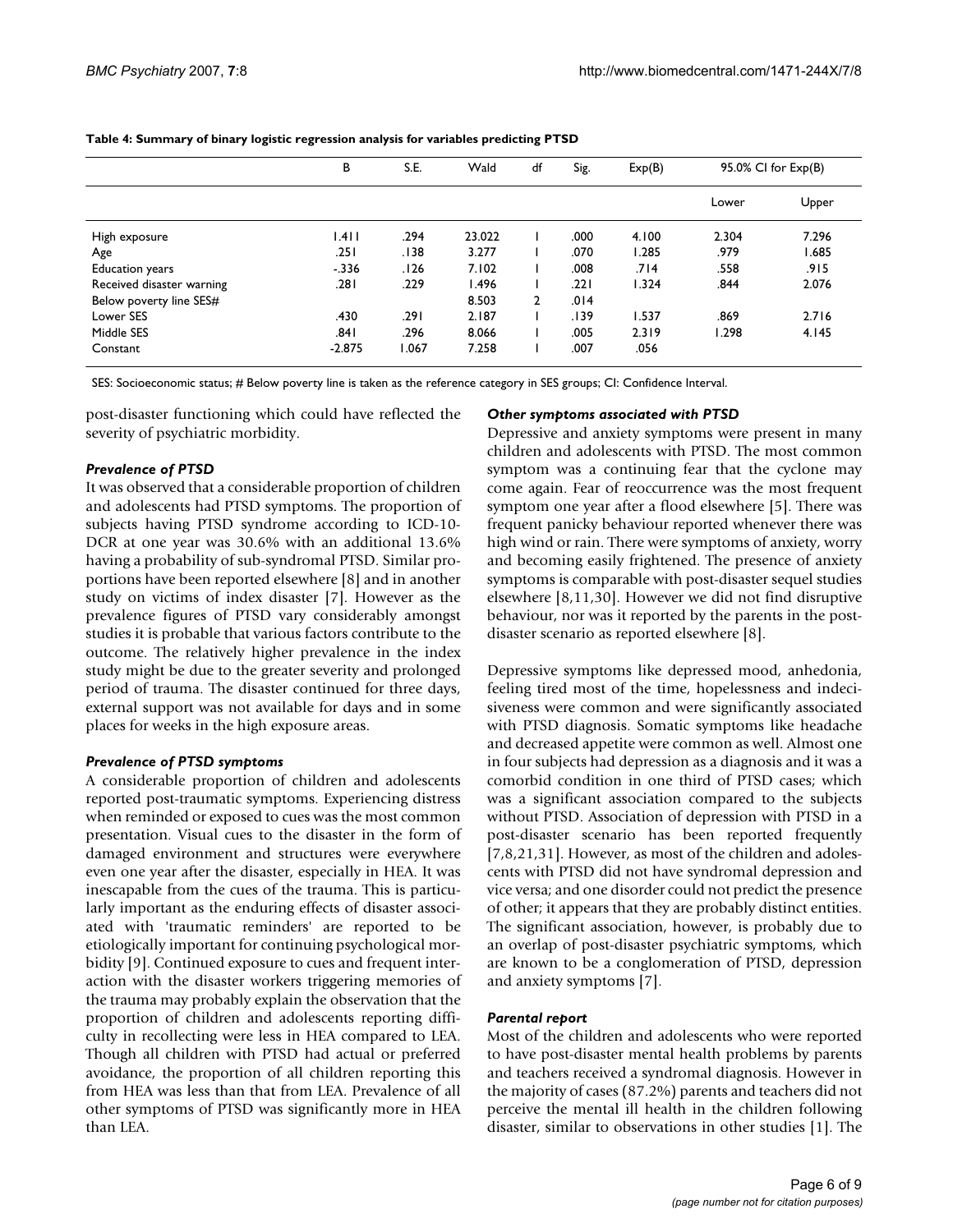**Table 4: Summary of binary logistic regression analysis for variables predicting PTSD**

| | B | S.E. | Wald | df | Sig. | Exp(B) | 95.0% CI for Exp(B) | |
|---|---|---|---|---|---|---|---|---|
| | | | | | | | Lower | Upper |
| High exposure | 1.411 | .294 | 23.022 | 1 | .000 | 4.100 | 2.304 | 7.296 |
| Age | .251 | .138 | 3.277 | 1 | .070 | 1.285 | .979 | 1.685 |
| Education years | -.336 | .126 | 7.102 | 1 | .008 | .714 | .558 | .915 |
| Received disaster warning | .281 | .229 | 1.496 | 1 | .221 | 1.324 | .844 | 2.076 |
| Below poverty line SES# | | | 8.503 | 2 | .014 | | | |
| Lower SES | .430 | .291 | 2.187 | 1 | .139 | 1.537 | .869 | 2.716 |
| Middle SES | .841 | .296 | 8.066 | 1 | .005 | 2.319 | 1.298 | 4.145 |
| Constant | -2.875 | 1.067 | 7.258 | 1 | .007 | .056 | | |

SES: Socioeconomic status; # Below poverty line is taken as the reference category in SES groups; CI: Confidence Interval.

post-disaster functioning which could have reflected the severity of psychiatric morbidity.

### *Prevalence of PTSD*

It was observed that a considerable proportion of children and adolescents had PTSD symptoms. The proportion of subjects having PTSD syndrome according to ICD-10-DCR at one year was 30.6% with an additional 13.6% having a probability of sub-syndromal PTSD. Similar proportions have been reported elsewhere [8] and in another study on victims of index disaster [7]. However as the prevalence figures of PTSD vary considerably amongst studies it is probable that various factors contribute to the outcome. The relatively higher prevalence in the index study might be due to the greater severity and prolonged period of trauma. The disaster continued for three days, external support was not available for days and in some places for weeks in the high exposure areas.

### *Prevalence of PTSD symptoms*

A considerable proportion of children and adolescents reported post-traumatic symptoms. Experiencing distress when reminded or exposed to cues was the most common presentation. Visual cues to the disaster in the form of damaged environment and structures were everywhere even one year after the disaster, especially in HEA. It was inescapable from the cues of the trauma. This is particularly important as the enduring effects of disaster associated with 'traumatic reminders' are reported to be etiologically important for continuing psychological morbidity [9]. Continued exposure to cues and frequent interaction with the disaster workers triggering memories of the trauma may probably explain the observation that the proportion of children and adolescents reporting difficulty in recollecting were less in HEA compared to LEA. Though all children with PTSD had actual or preferred avoidance, the proportion of all children reporting this from HEA was less than that from LEA. Prevalence of all other symptoms of PTSD was significantly more in HEA than LEA.

### *Other symptoms associated with PTSD*

Depressive and anxiety symptoms were present in many children and adolescents with PTSD. The most common symptom was a continuing fear that the cyclone may come again. Fear of reoccurrence was the most frequent symptom one year after a flood elsewhere [5]. There was frequent panicky behaviour reported whenever there was high wind or rain. There were symptoms of anxiety, worry and becoming easily frightened. The presence of anxiety symptoms is comparable with post-disaster sequel studies elsewhere [8,11,30]. However we did not find disruptive behaviour, nor was it reported by the parents in the post-disaster scenario as reported elsewhere [8].

Depressive symptoms like depressed mood, anhedonia, feeling tired most of the time, hopelessness and indecisiveness were common and were significantly associated with PTSD diagnosis. Somatic symptoms like headache and decreased appetite were common as well. Almost one in four subjects had depression as a diagnosis and it was a comorbid condition in one third of PTSD cases; which was a significant association compared to the subjects without PTSD. Association of depression with PTSD in a post-disaster scenario has been reported frequently [7,8,21,31]. However, as most of the children and adolescents with PTSD did not have syndromal depression and vice versa; and one disorder could not predict the presence of other; it appears that they are probably distinct entities. The significant association, however, is probably due to an overlap of post-disaster psychiatric symptoms, which are known to be a conglomeration of PTSD, depression and anxiety symptoms [7].

### *Parental report*

Most of the children and adolescents who were reported to have post-disaster mental health problems by parents and teachers received a syndromal diagnosis. However in the majority of cases (87.2%) parents and teachers did not perceive the mental ill health in the children following disaster, similar to observations in other studies [1]. The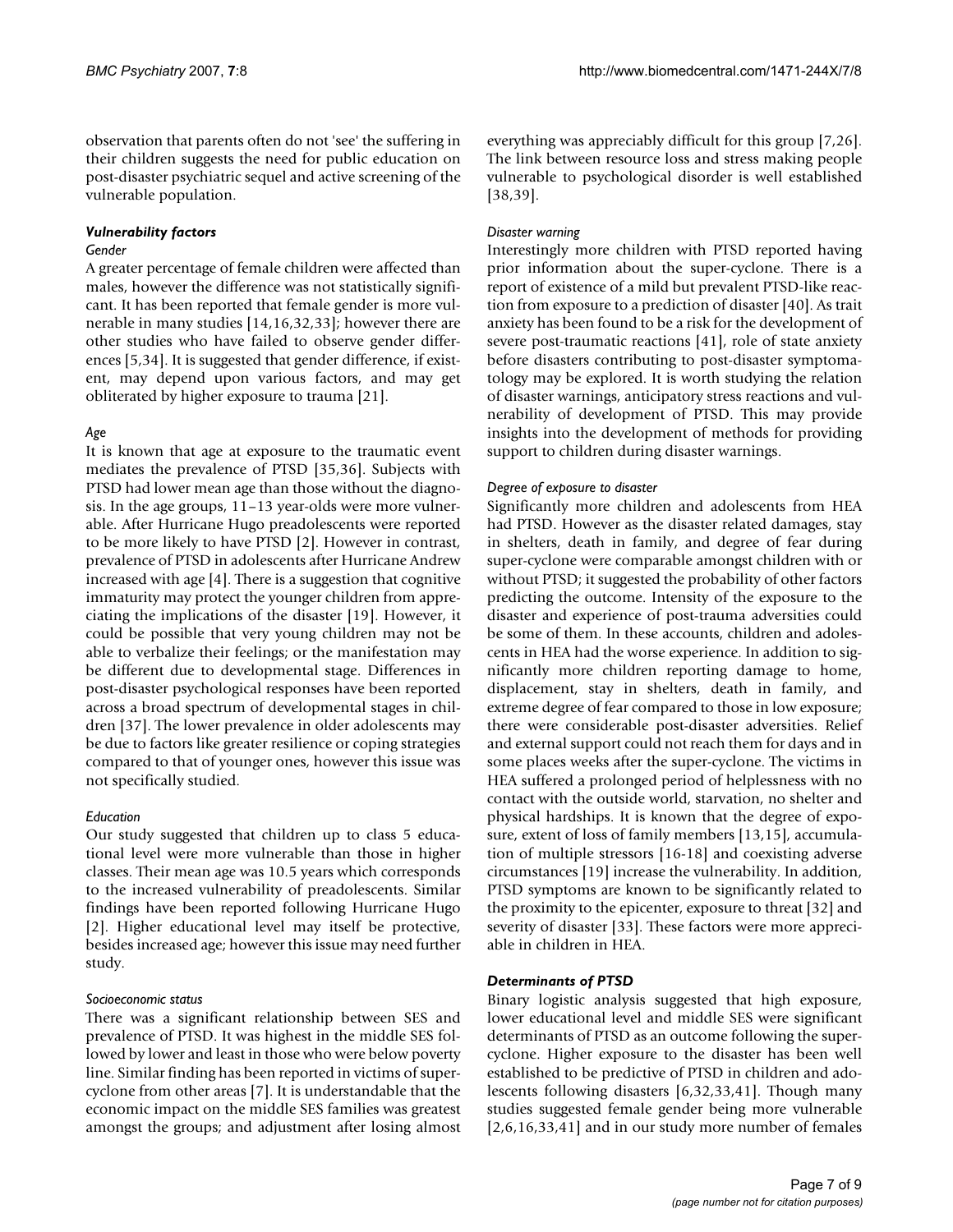observation that parents often do not 'see' the suffering in their children suggests the need for public education on post-disaster psychiatric sequel and active screening of the vulnerable population.

### *Vulnerability factors*

#### *Gender*

A greater percentage of female children were affected than males, however the difference was not statistically significant. It has been reported that female gender is more vulnerable in many studies [14,16,32,33]; however there are other studies who have failed to observe gender differences [5,34]. It is suggested that gender difference, if existent, may depend upon various factors, and may get obliterated by higher exposure to trauma [21].

#### *Age*

It is known that age at exposure to the traumatic event mediates the prevalence of PTSD [35,36]. Subjects with PTSD had lower mean age than those without the diagnosis. In the age groups, 11–13 year-olds were more vulnerable. After Hurricane Hugo preadolescents were reported to be more likely to have PTSD [2]. However in contrast, prevalence of PTSD in adolescents after Hurricane Andrew increased with age [4]. There is a suggestion that cognitive immaturity may protect the younger children from appreciating the implications of the disaster [19]. However, it could be possible that very young children may not be able to verbalize their feelings; or the manifestation may be different due to developmental stage. Differences in post-disaster psychological responses have been reported across a broad spectrum of developmental stages in children [37]. The lower prevalence in older adolescents may be due to factors like greater resilience or coping strategies compared to that of younger ones, however this issue was not specifically studied.

#### *Education*

Our study suggested that children up to class 5 educational level were more vulnerable than those in higher classes. Their mean age was 10.5 years which corresponds to the increased vulnerability of preadolescents. Similar findings have been reported following Hurricane Hugo [2]. Higher educational level may itself be protective, besides increased age; however this issue may need further study.

#### *Socioeconomic status*

There was a significant relationship between SES and prevalence of PTSD. It was highest in the middle SES followed by lower and least in those who were below poverty line. Similar finding has been reported in victims of super-cyclone from other areas [7]. It is understandable that the economic impact on the middle SES families was greatest amongst the groups; and adjustment after losing almost everything was appreciably difficult for this group [7,26]. The link between resource loss and stress making people vulnerable to psychological disorder is well established [38,39].

#### *Disaster warning*

Interestingly more children with PTSD reported having prior information about the super-cyclone. There is a report of existence of a mild but prevalent PTSD-like reaction from exposure to a prediction of disaster [40]. As trait anxiety has been found to be a risk for the development of severe post-traumatic reactions [41], role of state anxiety before disasters contributing to post-disaster symptomatology may be explored. It is worth studying the relation of disaster warnings, anticipatory stress reactions and vulnerability of development of PTSD. This may provide insights into the development of methods for providing support to children during disaster warnings.

#### *Degree of exposure to disaster*

Significantly more children and adolescents from HEA had PTSD. However as the disaster related damages, stay in shelters, death in family, and degree of fear during super-cyclone were comparable amongst children with or without PTSD; it suggested the probability of other factors predicting the outcome. Intensity of the exposure to the disaster and experience of post-trauma adversities could be some of them. In these accounts, children and adolescents in HEA had the worse experience. In addition to significantly more children reporting damage to home, displacement, stay in shelters, death in family, and extreme degree of fear compared to those in low exposure; there were considerable post-disaster adversities. Relief and external support could not reach them for days and in some places weeks after the super-cyclone. The victims in HEA suffered a prolonged period of helplessness with no contact with the outside world, starvation, no shelter and physical hardships. It is known that the degree of exposure, extent of loss of family members [13,15], accumulation of multiple stressors [16-18] and coexisting adverse circumstances [19] increase the vulnerability. In addition, PTSD symptoms are known to be significantly related to the proximity to the epicenter, exposure to threat [32] and severity of disaster [33]. These factors were more appreciable in children in HEA.

### *Determinants of PTSD*

Binary logistic analysis suggested that high exposure, lower educational level and middle SES were significant determinants of PTSD as an outcome following the super-cyclone. Higher exposure to the disaster has been well established to be predictive of PTSD in children and adolescents following disasters [6,32,33,41]. Though many studies suggested female gender being more vulnerable [2,6,16,33,41] and in our study more number of females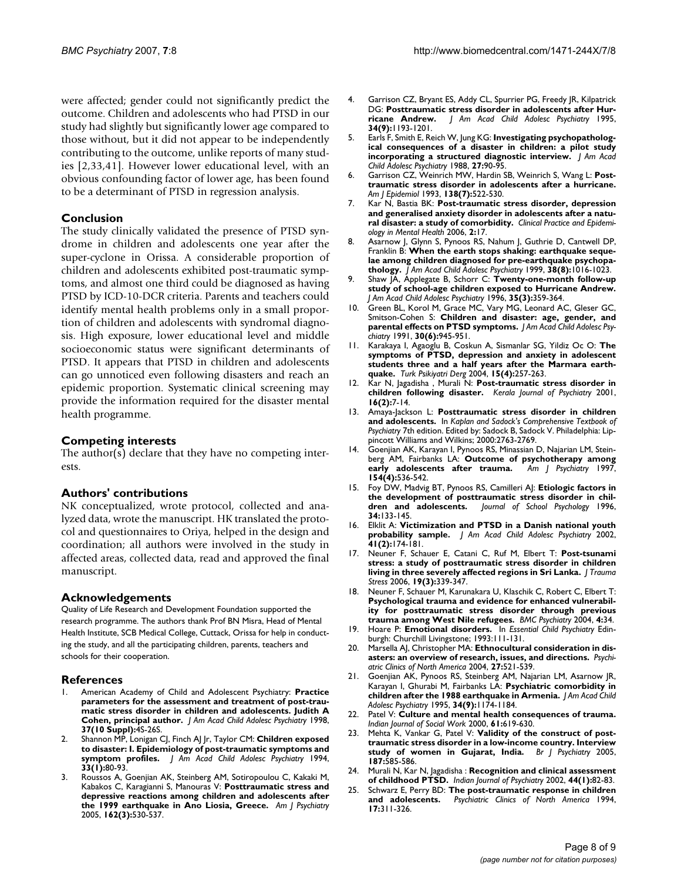were affected; gender could not significantly predict the outcome. Children and adolescents who had PTSD in our study had slightly but significantly lower age compared to those without, but it did not appear to be independently contributing to the outcome, unlike reports of many studies [2,33,41]. However lower educational level, with an obvious confounding factor of lower age, has been found to be a determinant of PTSD in regression analysis.

## Conclusion

The study clinically validated the presence of PTSD syndrome in children and adolescents one year after the super-cyclone in Orissa. A considerable proportion of children and adolescents exhibited post-traumatic symptoms, and almost one third could be diagnosed as having PTSD by ICD-10-DCR criteria. Parents and teachers could identify mental health problems only in a small proportion of children and adolescents with syndromal diagnosis. High exposure, lower educational level and middle socioeconomic status were significant determinants of PTSD. It appears that PTSD in children and adolescents can go unnoticed even following disasters and reach an epidemic proportion. Systematic clinical screening may provide the information required for the disaster mental health programme.

## Competing interests

The author(s) declare that they have no competing interests.

## Authors' contributions

NK conceptualized, wrote protocol, collected and analyzed data, wrote the manuscript. HK translated the protocol and questionnaires to Oriya, helped in the design and coordination; all authors were involved in the study in affected areas, collected data, read and approved the final manuscript.

## Acknowledgements

Quality of Life Research and Development Foundation supported the research programme. The authors thank Prof BN Misra, Head of Mental Health Institute, SCB Medical College, Cuttack, Orissa for help in conducting the study, and all the participating children, parents, teachers and schools for their cooperation.

## References

1. American Academy of Child and Adolescent Psychiatry: **Practice parameters for the assessment and treatment of post-traumatic stress disorder in children and adolescents. Judith A Cohen, principal author.** *J Am Acad Child Adolesc Psychiatry* 1998, **37(10 Suppl):**4S-26S.
2. Shannon MP, Lonigan CJ, Finch AJ Jr, Taylor CM: **Children exposed to disaster: I. Epidemiology of post-traumatic symptoms and symptom profiles.** *J Am Acad Child Adolesc Psychiatry* 1994, **33(1):**80-93.
3. Roussos A, Goenjian AK, Steinberg AM, Sotiropoulou C, Kakaki M, Kabakos C, Karagianni S, Manouras V: **Posttraumatic stress and depressive reactions among children and adolescents after the 1999 earthquake in Ano Liosia, Greece.** *Am J Psychiatry* 2005, **162(3):**530-537.
4. Garrison CZ, Bryant ES, Addy CL, Spurrier PG, Freedy JR, Kilpatrick DG: **Posttraumatic stress disorder in adolescents after Hurricane Andrew.** *J Am Acad Child Adolesc Psychiatry* 1995, **34(9):**1193-1201.
5. Earls F, Smith E, Reich W, Jung KG: **Investigating psychopathological consequences of a disaster in children: a pilot study incorporating a structured diagnostic interview.** *J Am Acad Child Adolesc Psychiatry* 1988, **27:**90-95.
6. Garrison CZ, Weinrich MW, Hardin SB, Weinrich S, Wang L: **Posttraumatic stress disorder in adolescents after a hurricane.** *Am J Epidemiol* 1993, **138(7):**522-530.
7. Kar N, Bastia BK: **Post-traumatic stress disorder, depression and generalised anxiety disorder in adolescents after a natural disaster: a study of comorbidity.** *Clinical Practice and Epidemiology in Mental Health* 2006, **2:**17.
8. Asarnow J, Glynn S, Pynoos RS, Nahum J, Guthrie D, Cantwell DP, Franklin B: **When the earth stops shaking: earthquake sequelae among children diagnosed for pre-earthquake psychopathology.** *J Am Acad Child Adolesc Psychiatry* 1999, **38(8):**1016-1023.
9. Shaw JA, Applegate B, Schorr C: **Twenty-one-month follow-up study of school-age children exposed to Hurricane Andrew.** *J Am Acad Child Adolesc Psychiatry* 1996, **35(3):**359-364.
10. Green BL, Korol M, Grace MC, Vary MG, Leonard AC, Gleser GC, Smitson-Cohen S: **Children and disaster: age, gender, and parental effects on PTSD symptoms.** *J Am Acad Child Adolesc Psychiatry* 1991, **30(6):**945-951.
11. Karakaya I, Agaoglu B, Coskun A, Sismanlar SG, Yildiz Oc O: **The symptoms of PTSD, depression and anxiety in adolescent students three and a half years after the Marmara earthquake.** *Turk Psikiyatri Derg* 2004, **15(4):**257-263.
12. Kar N, Jagadisha , Murali N: **Post-traumatic stress disorder in children following disaster.** *Kerala Journal of Psychiatry* 2001, **16(2):**7-14.
13. Amaya-Jackson L: **Posttraumatic stress disorder in children and adolescents.** In *Kaplan and Sadock's Comprehensive Textbook of Psychiatry* 7th edition. Edited by: Sadock B, Sadock V. Philadelphia: Lippincott Williams and Wilkins; 2000:2763-2769.
14. Goenjian AK, Karayan I, Pynoos RS, Minassian D, Najarian LM, Steinberg AM, Fairbanks LA: **Outcome of psychotherapy among early adolescents after trauma.** *Am J Psychiatry* 1997, **154(4):**536-542.
15. Foy DW, Madvig BT, Pynoos RS, Camilleri AJ: **Etiologic factors in the development of posttraumatic stress disorder in children and adolescents.** *Journal of School Psychology* 1996, **34:**133-145.
16. Elklit A: **Victimization and PTSD in a Danish national youth probability sample.** *J Am Acad Child Adolesc Psychiatry* 2002, **41(2):**174-181.
17. Neuner F, Schauer E, Catani C, Ruf M, Elbert T: **Post-tsunami stress: a study of posttraumatic stress disorder in children living in three severely affected regions in Sri Lanka.** *J Trauma Stress* 2006, **19(3):**339-347.
18. Neuner F, Schauer M, Karunakara U, Klaschik C, Robert C, Elbert T: **Psychological trauma and evidence for enhanced vulnerability for posttraumatic stress disorder through previous trauma among West Nile refugees.** *BMC Psychiatry* 2004, **4:**34.
19. Hoare P: **Emotional disorders.** In *Essential Child Psychiatry* Edinburgh: Churchill Livingstone; 1993:111-131.
20. Marsella AJ, Christopher MA: **Ethnocultural consideration in disasters: an overview of research, issues, and directions.** *Psychiatric Clinics of North America* 2004, **27:**521-539.
21. Goenjian AK, Pynoos RS, Steinberg AM, Najarian LM, Asarnow JR, Karayan I, Ghurabi M, Fairbanks LA: **Psychiatric comorbidity in children after the 1988 earthquake in Armenia.** *J Am Acad Child Adolesc Psychiatry* 1995, **34(9):**1174-1184.
22. Patel V: **Culture and mental health consequences of trauma.** *Indian Journal of Social Work* 2000, **61:**619-630.
23. Mehta K, Vankar G, Patel V: **Validity of the construct of post-traumatic stress disorder in a low-income country. Interview study of women in Gujarat, India.** *Br J Psychiatry* 2005, **187:**585-586.
24. Murali N, Kar N, Jagadisha : **Recognition and clinical assessment of childhood PTSD.** *Indian Journal of Psychiatry* 2002, **44(1):**82-83.
25. Schwarz E, Perry BD: **The post-traumatic response in children and adolescents.** *Psychiatric Clinics of North America* 1994, **17:**311-326.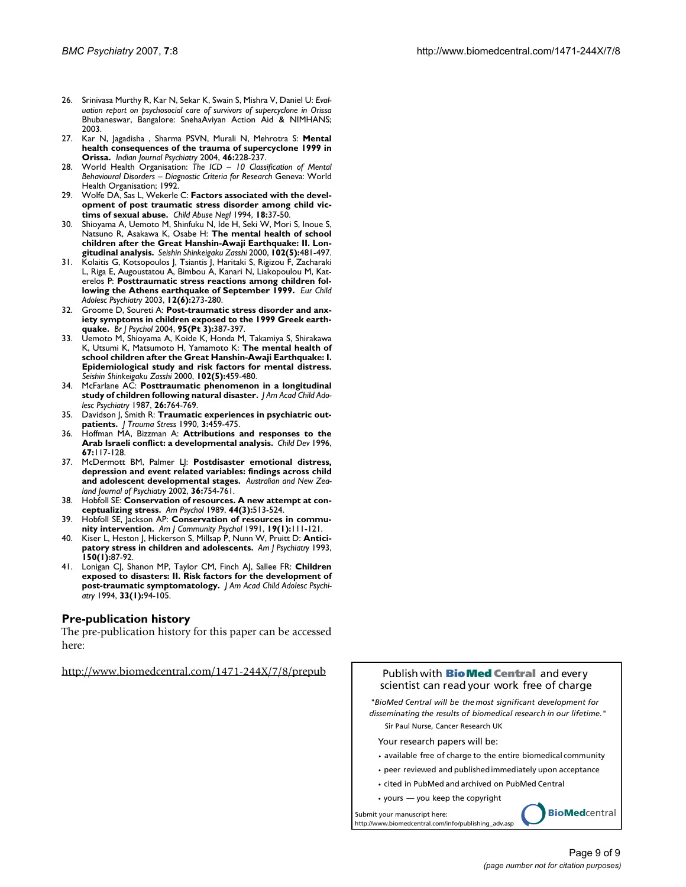26. Srinivasa Murthy R, Kar N, Sekar K, Swain S, Mishra V, Daniel U: *Evaluation report on psychosocial care of survivors of supercyclone in Orissa* Bhubaneswar, Bangalore: SnehaAviyan Action Aid & NIMHANS; 2003.
27. Kar N, Jagadisha , Sharma PSVN, Murali N, Mehrotra S: **Mental health consequences of the trauma of supercyclone 1999 in Orissa.** *Indian Journal Psychiatry* 2004, **46:**228-237.
28. World Health Organisation: *The ICD – 10 Classification of Mental Behavioural Disorders – Diagnostic Criteria for Research* Geneva: World Health Organisation; 1992.
29. Wolfe DA, Sas L, Wekerle C: **Factors associated with the development of post traumatic stress disorder among child victims of sexual abuse.** *Child Abuse Negl* 1994, **18:**37-50.
30. Shioyama A, Uemoto M, Shinfuku N, Ide H, Seki W, Mori S, Inoue S, Natsuno R, Asakawa K, Osabe H: **The mental health of school children after the Great Hanshin-Awaji Earthquake: II. Longitudinal analysis.** *Seishin Shinkeigaku Zasshi* 2000, **102(5):**481-497.
31. Kolaitis G, Kotsopoulos J, Tsiantis J, Haritaki S, Rigizou F, Zacharaki L, Riga E, Augoustatou A, Bimbou A, Kanari N, Liakopoulou M, Katerelos P: **Posttraumatic stress reactions among children following the Athens earthquake of September 1999.** *Eur Child Adolesc Psychiatry* 2003, **12(6):**273-280.
32. Groome D, Soureti A: **Post-traumatic stress disorder and anxiety symptoms in children exposed to the 1999 Greek earthquake.** *Br J Psychol* 2004, **95(Pt 3):**387-397.
33. Uemoto M, Shioyama A, Koide K, Honda M, Takamiya S, Shirakawa K, Utsumi K, Matsumoto H, Yamamoto K: **The mental health of school children after the Great Hanshin-Awaji Earthquake: I. Epidemiological study and risk factors for mental distress.** *Seishin Shinkeigaku Zasshi* 2000, **102(5):**459-480.
34. McFarlane AC: **Posttraumatic phenomenon in a longitudinal study of children following natural disaster.** *J Am Acad Child Adolesc Psychiatry* 1987, **26:**764-769.
35. Davidson J, Smith R: **Traumatic experiences in psychiatric outpatients.** *J Trauma Stress* 1990, **3:**459-475.
36. Hoffman MA, Bizzman A: **Attributions and responses to the Arab Israeli conflict: a developmental analysis.** *Child Dev* 1996, **67:**117-128.
37. McDermott BM, Palmer LJ: **Postdisaster emotional distress, depression and event related variables: findings across child and adolescent developmental stages.** *Australian and New Zealand Journal of Psychiatry* 2002, **36:**754-761.
38. Hobfoll SE: **Conservation of resources. A new attempt at conceptualizing stress.** *Am Psychol* 1989, **44(3):**513-524.
39. Hobfoll SE, Jackson AP: **Conservation of resources in community intervention.** *Am J Community Psychol* 1991, **19(1):**111-121.
40. Kiser L, Heston J, Hickerson S, Millsap P, Nunn W, Pruitt D: **Anticipatory stress in children and adolescents.** *Am J Psychiatry* 1993, **150(1):**87-92.
41. Lonigan CJ, Shanon MP, Taylor CM, Finch AJ, Sallee FR: **Children exposed to disasters: II. Risk factors for the development of post-traumatic symptomatology.** *J Am Acad Child Adolesc Psychiatry* 1994, **33(1):**94-105.

## Pre-publication history

The pre-publication history for this paper can be accessed here:

http://www.biomedcentral.com/1471-244X/7/8/prepub

Publish with **BioMed Central** and every scientist can read your work free of charge

*"BioMed Central will be the most significant development for disseminating the results of biomedical research in our lifetime."*
Sir Paul Nurse, Cancer Research UK

Your research papers will be:

- available free of charge to the entire biomedical community
- peer reviewed and published immediately upon acceptance
- cited in PubMed and archived on PubMed Central
- yours — you keep the copyright

Submit your manuscript here:
http://www.biomedcentral.com/info/publishing_adv.asp

BioMedcentral